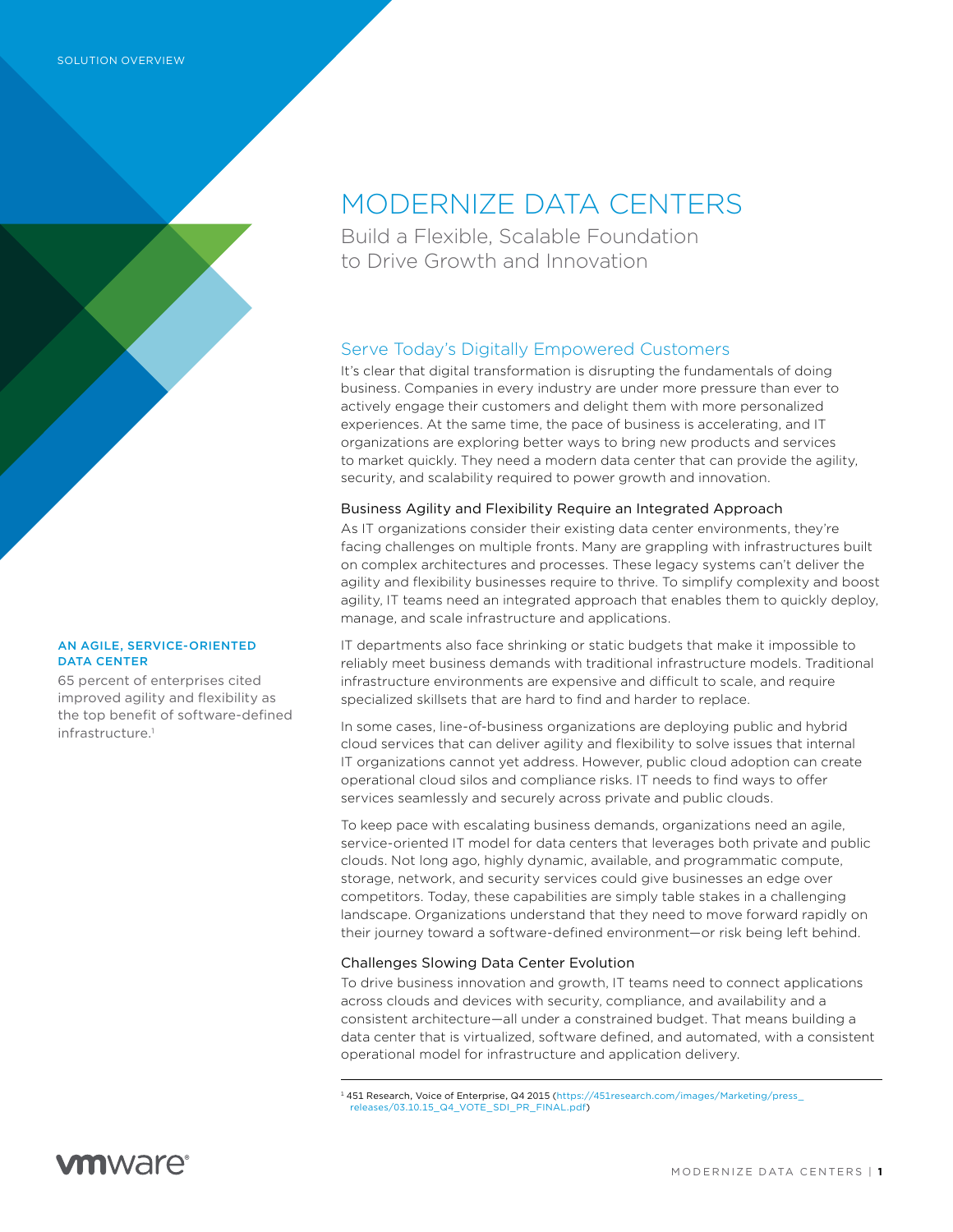SOLUTION OVERVIEW

# MODERNIZE DATA CENTERS

## Build a Flexible, Scalable Foundation to Drive Growth and Innovation

### Serve Today's Digitally Empowered Customers

It's clear that digital transformation is disrupting the fundamentals of doing business. Companies in every industry are under more pressure than ever to actively engage their customers and delight them with more personalized experiences. At the same time, the pace of business is accelerating, and IT organizations are exploring better ways to bring new products and services to market quickly. They need a modern data center that can provide the agility, security, and scalability required to power growth and innovation.

#### Business Agility and Flexibility Require an Integrated Approach

As IT organizations consider their existing data center environments, they're facing challenges on multiple fronts. Many are grappling with infrastructures built on complex architectures and processes. These legacy systems can't deliver the agility and flexibility businesses require to thrive. To simplify complexity and boost agility, IT teams need an integrated approach that enables them to quickly deploy, manage, and scale infrastructure and applications.

IT departments also face shrinking or static budgets that make it impossible to reliably meet business demands with traditional infrastructure models. Traditional infrastructure environments are expensive and difficult to scale, and require specialized skillsets that are hard to find and harder to replace.

In some cases, line-of-business organizations are deploying public and hybrid cloud services that can deliver agility and flexibility to solve issues that internal IT organizations cannot yet address. However, public cloud adoption can create operational cloud silos and compliance risks. IT needs to find ways to offer services seamlessly and securely across private and public clouds.

To keep pace with escalating business demands, organizations need an agile, service-oriented IT model for data centers that leverages both private and public clouds. Not long ago, highly dynamic, available, and programmatic compute, storage, network, and security services could give businesses an edge over competitors. Today, these capabilities are simply table stakes in a challenging landscape. Organizations understand that they need to move forward rapidly on their journey toward a software-defined environment—or risk being left behind.

#### Challenges Slowing Data Center Evolution

To drive business innovation and growth, IT teams need to connect applications across clouds and devices with security, compliance, and availability and a consistent architecture—all under a constrained budget. That means building a data center that is virtualized, software defined, and automated, with a consistent operational model for infrastructure and application delivery.

**AN AGILE, SERVICE-ORIENTED DATA CENTER**

65 percent of enterprises cited improved agility and flexibility as the top benefit of software-defined infrastructure.[1]

---

[1] 451 Research, Voice of Enterprise, Q4 2015 (https://451research.com/images/Marketing/press_releases/03.10.15_Q4_VOTE_SDI_PR_FINAL.pdf)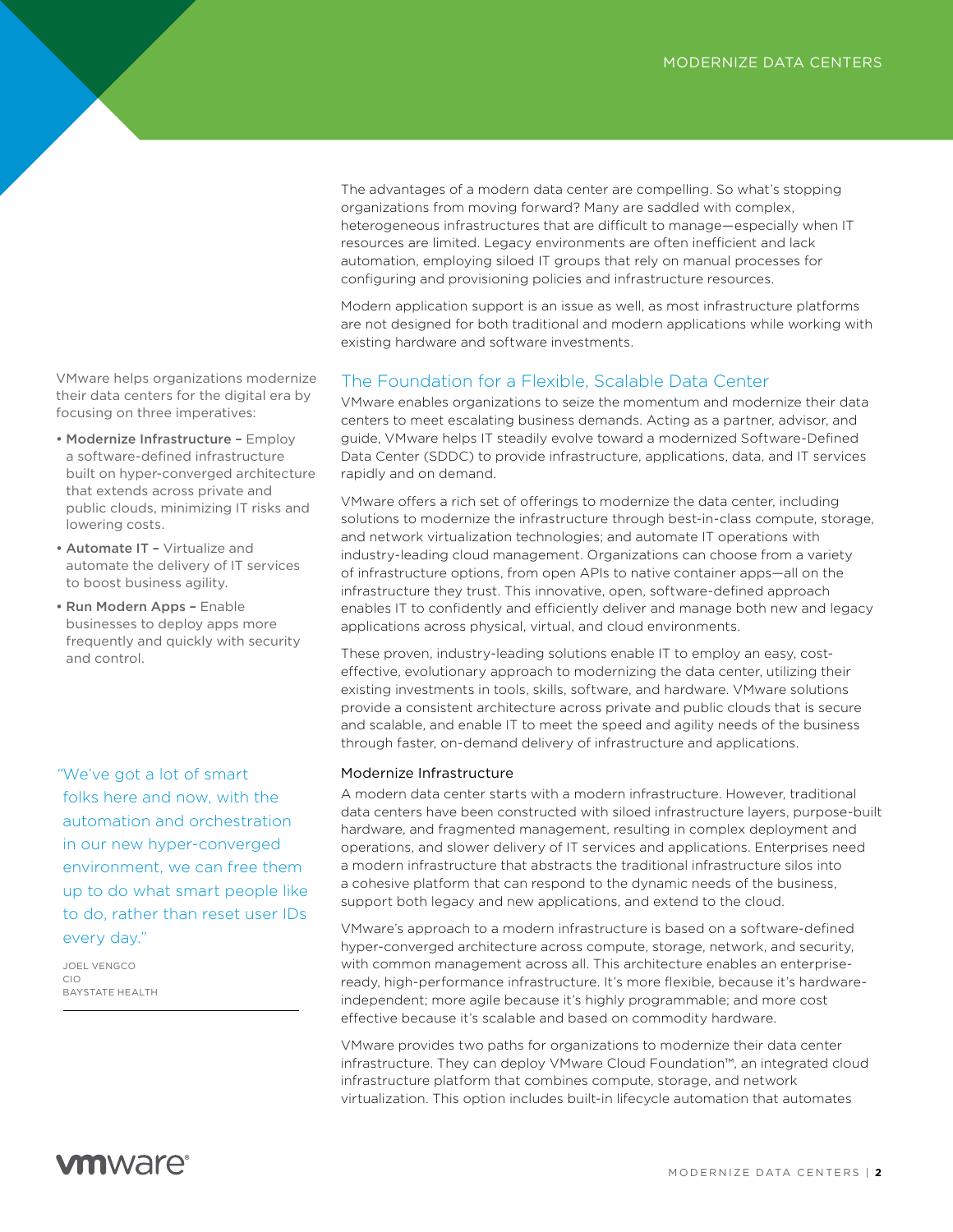The advantages of a modern data center are compelling. So what's stopping organizations from moving forward? Many are saddled with complex, heterogeneous infrastructures that are difficult to manage—especially when IT resources are limited. Legacy environments are often inefficient and lack automation, employing siloed IT groups that rely on manual processes for configuring and provisioning policies and infrastructure resources.

Modern application support is an issue as well, as most infrastructure platforms are not designed for both traditional and modern applications while working with existing hardware and software investments.

VMware helps organizations modernize their data centers for the digital era by focusing on three imperatives:

- **Modernize Infrastructure –** Employ a software-defined infrastructure built on hyper-converged architecture that extends across private and public clouds, minimizing IT risks and lowering costs.
- **Automate IT –** Virtualize and automate the delivery of IT services to boost business agility.
- **Run Modern Apps –** Enable businesses to deploy apps more frequently and quickly with security and control.

## The Foundation for a Flexible, Scalable Data Center

VMware enables organizations to seize the momentum and modernize their data centers to meet escalating business demands. Acting as a partner, advisor, and guide, VMware helps IT steadily evolve toward a modernized Software-Defined Data Center (SDDC) to provide infrastructure, applications, data, and IT services rapidly and on demand.

VMware offers a rich set of offerings to modernize the data center, including solutions to modernize the infrastructure through best-in-class compute, storage, and network virtualization technologies; and automate IT operations with industry-leading cloud management. Organizations can choose from a variety of infrastructure options, from open APIs to native container apps—all on the infrastructure they trust. This innovative, open, software-defined approach enables IT to confidently and efficiently deliver and manage both new and legacy applications across physical, virtual, and cloud environments.

These proven, industry-leading solutions enable IT to employ an easy, cost-effective, evolutionary approach to modernizing the data center, utilizing their existing investments in tools, skills, software, and hardware. VMware solutions provide a consistent architecture across private and public clouds that is secure and scalable, and enable IT to meet the speed and agility needs of the business through faster, on-demand delivery of infrastructure and applications.

> "We've got a lot of smart folks here and now, with the automation and orchestration in our new hyper-converged environment, we can free them up to do what smart people like to do, rather than reset user IDs every day."
>
> JOEL VENGCO
> CIO
> BAYSTATE HEALTH

### Modernize Infrastructure

A modern data center starts with a modern infrastructure. However, traditional data centers have been constructed with siloed infrastructure layers, purpose-built hardware, and fragmented management, resulting in complex deployment and operations, and slower delivery of IT services and applications. Enterprises need a modern infrastructure that abstracts the traditional infrastructure silos into a cohesive platform that can respond to the dynamic needs of the business, support both legacy and new applications, and extend to the cloud.

VMware's approach to a modern infrastructure is based on a software-defined hyper-converged architecture across compute, storage, network, and security, with common management across all. This architecture enables an enterprise-ready, high-performance infrastructure. It's more flexible, because it's hardware-independent; more agile because it's highly programmable; and more cost effective because it's scalable and based on commodity hardware.

VMware provides two paths for organizations to modernize their data center infrastructure. They can deploy VMware Cloud Foundation™, an integrated cloud infrastructure platform that combines compute, storage, and network virtualization. This option includes built-in lifecycle automation that automates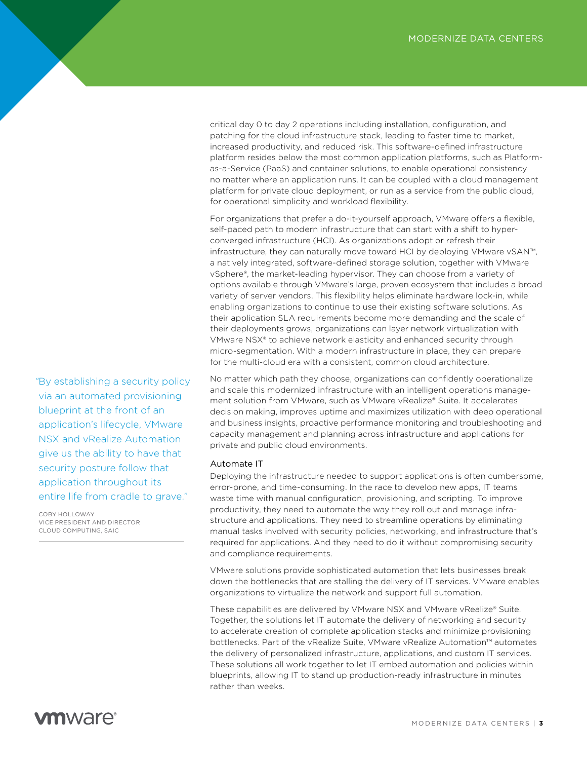critical day 0 to day 2 operations including installation, configuration, and patching for the cloud infrastructure stack, leading to faster time to market, increased productivity, and reduced risk. This software-defined infrastructure platform resides below the most common application platforms, such as Platform-as-a-Service (PaaS) and container solutions, to enable operational consistency no matter where an application runs. It can be coupled with a cloud management platform for private cloud deployment, or run as a service from the public cloud, for operational simplicity and workload flexibility.

For organizations that prefer a do-it-yourself approach, VMware offers a flexible, self-paced path to modern infrastructure that can start with a shift to hyper-converged infrastructure (HCI). As organizations adopt or refresh their infrastructure, they can naturally move toward HCI by deploying VMware vSAN™, a natively integrated, software-defined storage solution, together with VMware vSphere®, the market-leading hypervisor. They can choose from a variety of options available through VMware's large, proven ecosystem that includes a broad variety of server vendors. This flexibility helps eliminate hardware lock-in, while enabling organizations to continue to use their existing software solutions. As their application SLA requirements become more demanding and the scale of their deployments grows, organizations can layer network virtualization with VMware NSX® to achieve network elasticity and enhanced security through micro-segmentation. With a modern infrastructure in place, they can prepare for the multi-cloud era with a consistent, common cloud architecture.

No matter which path they choose, organizations can confidently operationalize and scale this modernized infrastructure with an intelligent operations management solution from VMware, such as VMware vRealize® Suite. It accelerates decision making, improves uptime and maximizes utilization with deep operational and business insights, proactive performance monitoring and troubleshooting and capacity management and planning across infrastructure and applications for private and public cloud environments.

> "By establishing a security policy via an automated provisioning blueprint at the front of an application's lifecycle, VMware NSX and vRealize Automation give us the ability to have that security posture follow that application throughout its entire life from cradle to grave."
>
> COBY HOLLOWAY
> VICE PRESIDENT AND DIRECTOR
> CLOUD COMPUTING, SAIC

### Automate IT

Deploying the infrastructure needed to support applications is often cumbersome, error-prone, and time-consuming. In the race to develop new apps, IT teams waste time with manual configuration, provisioning, and scripting. To improve productivity, they need to automate the way they roll out and manage infrastructure and applications. They need to streamline operations by eliminating manual tasks involved with security policies, networking, and infrastructure that's required for applications. And they need to do it without compromising security and compliance requirements.

VMware solutions provide sophisticated automation that lets businesses break down the bottlenecks that are stalling the delivery of IT services. VMware enables organizations to virtualize the network and support full automation.

These capabilities are delivered by VMware NSX and VMware vRealize® Suite. Together, the solutions let IT automate the delivery of networking and security to accelerate creation of complete application stacks and minimize provisioning bottlenecks. Part of the vRealize Suite, VMware vRealize Automation™ automates the delivery of personalized infrastructure, applications, and custom IT services. These solutions all work together to let IT embed automation and policies within blueprints, allowing IT to stand up production-ready infrastructure in minutes rather than weeks.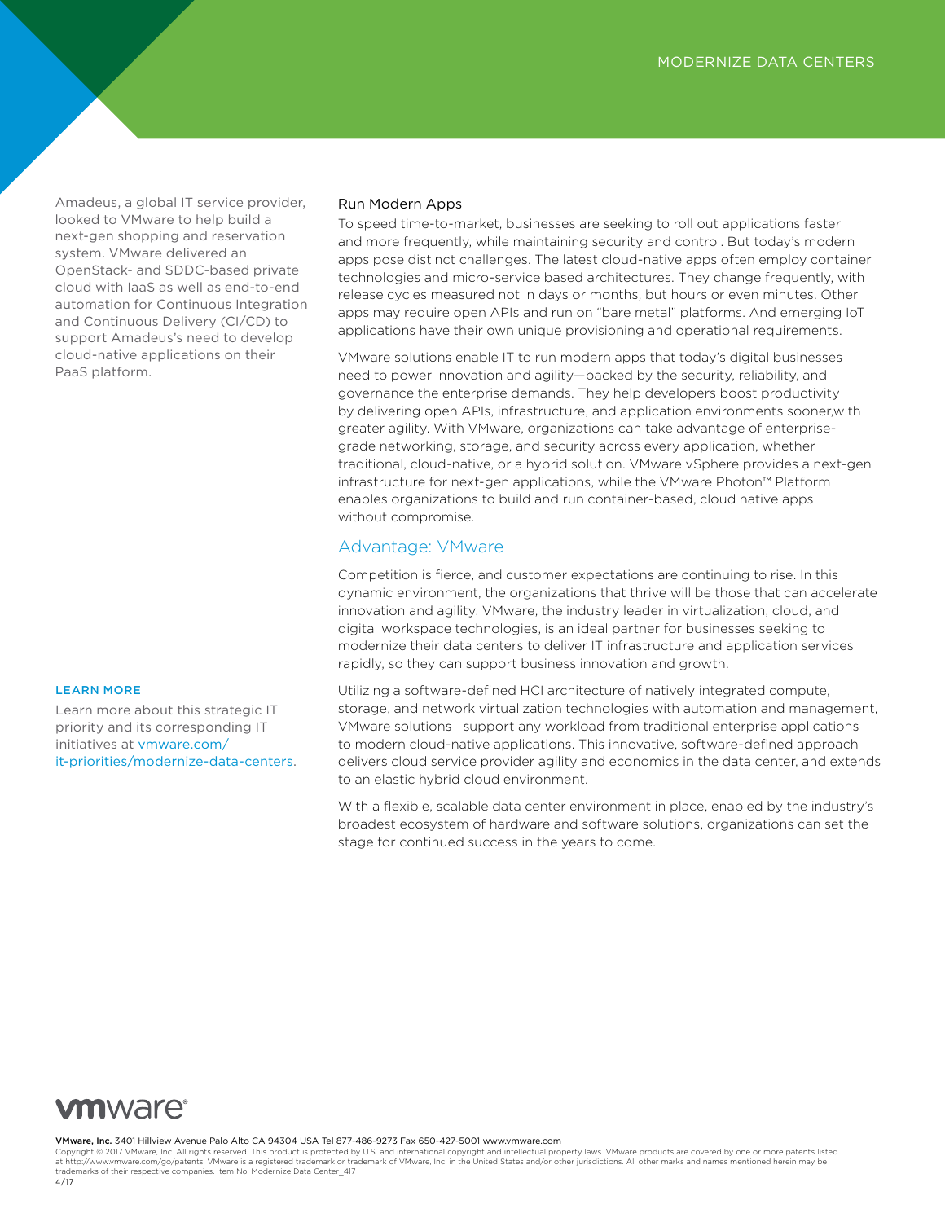Amadeus, a global IT service provider, looked to VMware to help build a next-gen shopping and reservation system. VMware delivered an OpenStack- and SDDC-based private cloud with IaaS as well as end-to-end automation for Continuous Integration and Continuous Delivery (CI/CD) to support Amadeus's need to develop cloud-native applications on their PaaS platform.

### Run Modern Apps

To speed time-to-market, businesses are seeking to roll out applications faster and more frequently, while maintaining security and control. But today's modern apps pose distinct challenges. The latest cloud-native apps often employ container technologies and micro-service based architectures. They change frequently, with release cycles measured not in days or months, but hours or even minutes. Other apps may require open APIs and run on "bare metal" platforms. And emerging IoT applications have their own unique provisioning and operational requirements.

VMware solutions enable IT to run modern apps that today's digital businesses need to power innovation and agility—backed by the security, reliability, and governance the enterprise demands. They help developers boost productivity by delivering open APIs, infrastructure, and application environments sooner,with greater agility. With VMware, organizations can take advantage of enterprise-grade networking, storage, and security across every application, whether traditional, cloud-native, or a hybrid solution. VMware vSphere provides a next-gen infrastructure for next-gen applications, while the VMware Photon™ Platform enables organizations to build and run container-based, cloud native apps without compromise.

## Advantage: VMware

Competition is fierce, and customer expectations are continuing to rise. In this dynamic environment, the organizations that thrive will be those that can accelerate innovation and agility. VMware, the industry leader in virtualization, cloud, and digital workspace technologies, is an ideal partner for businesses seeking to modernize their data centers to deliver IT infrastructure and application services rapidly, so they can support business innovation and growth.

Utilizing a software-defined HCI architecture of natively integrated compute, storage, and network virtualization technologies with automation and management, VMware solutions support any workload from traditional enterprise applications to modern cloud-native applications. This innovative, software-defined approach delivers cloud service provider agility and economics in the data center, and extends to an elastic hybrid cloud environment.

With a flexible, scalable data center environment in place, enabled by the industry's broadest ecosystem of hardware and software solutions, organizations can set the stage for continued success in the years to come.

**LEARN MORE**

Learn more about this strategic IT priority and its corresponding IT initiatives at vmware.com/it-priorities/modernize-data-centers.

**VMware, Inc.** 3401 Hillview Avenue Palo Alto CA 94304 USA Tel 877-486-9273 Fax 650-427-5001 www.vmware.com
Copyright © 2017 VMware, Inc. All rights reserved. This product is protected by U.S. and international copyright and intellectual property laws. VMware products are covered by one or more patents listed at http://www.vmware.com/go/patents. VMware is a registered trademark or trademark of VMware, Inc. in the United States and/or other jurisdictions. All other marks and names mentioned herein may be trademarks of their respective companies. Item No: Modernize Data Center_417
4/17